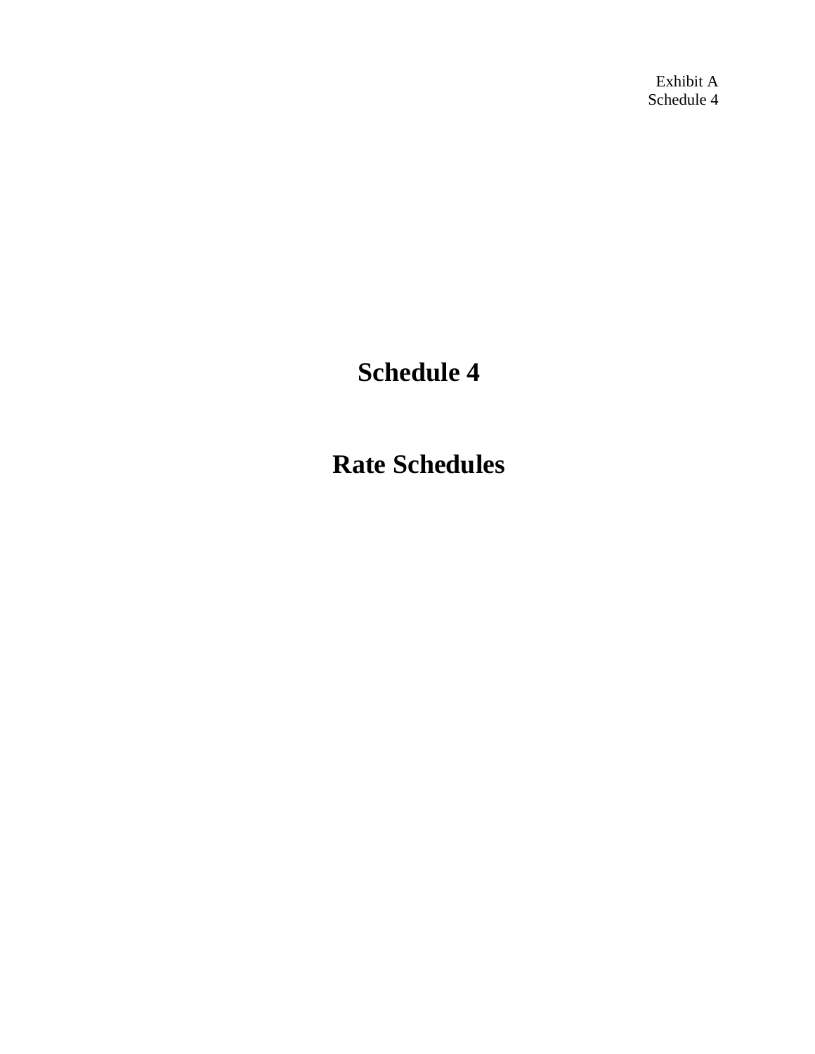# Schedule 4

# Rate Schedules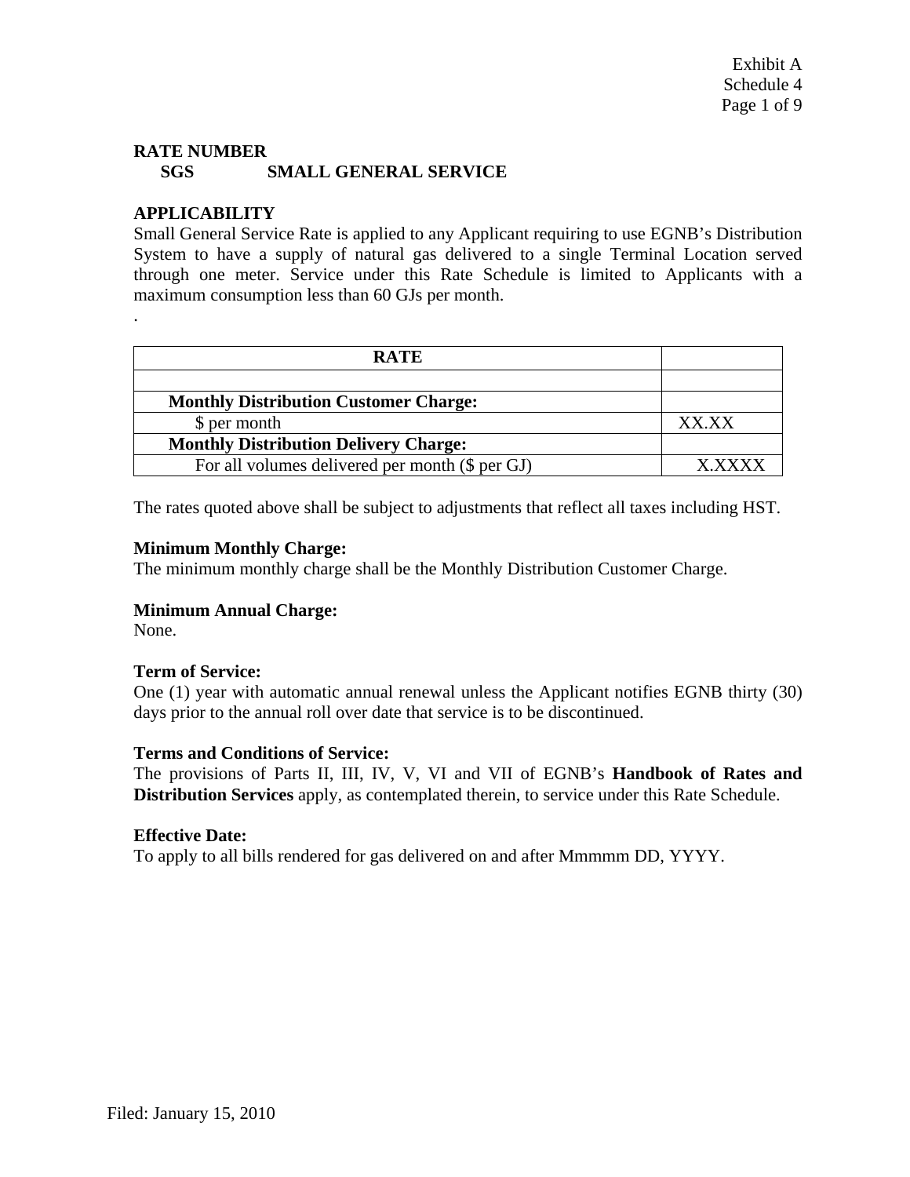Exhibit A
Schedule 4

## RATE NUMBER

**SGS SMALL GENERAL SERVICE**

## APPLICABILITY

Small General Service Rate is applied to any Applicant requiring to use EGNB's Distribution System to have a supply of natural gas delivered to a single Terminal Location served through one meter. Service under this Rate Schedule is limited to Applicants with a maximum consumption less than 60 GJs per month.

.

| RATE | |
|---|---|
| | |
| **Monthly Distribution Customer Charge:** | |
| $ per month | XX.XX |
| **Monthly Distribution Delivery Charge:** | |
| For all volumes delivered per month ($ per GJ) | X.XXXX |

The rates quoted above shall be subject to adjustments that reflect all taxes including HST.

**Minimum Monthly Charge:**
The minimum monthly charge shall be the Monthly Distribution Customer Charge.

**Minimum Annual Charge:**
None.

**Term of Service:**
One (1) year with automatic annual renewal unless the Applicant notifies EGNB thirty (30) days prior to the annual roll over date that service is to be discontinued.

**Terms and Conditions of Service:**
The provisions of Parts II, III, IV, V, VI and VII of EGNB's **Handbook of Rates and Distribution Services** apply, as contemplated therein, to service under this Rate Schedule.

**Effective Date:**
To apply to all bills rendered for gas delivered on and after Mmmmm DD, YYYY.

Filed: January 15, 2010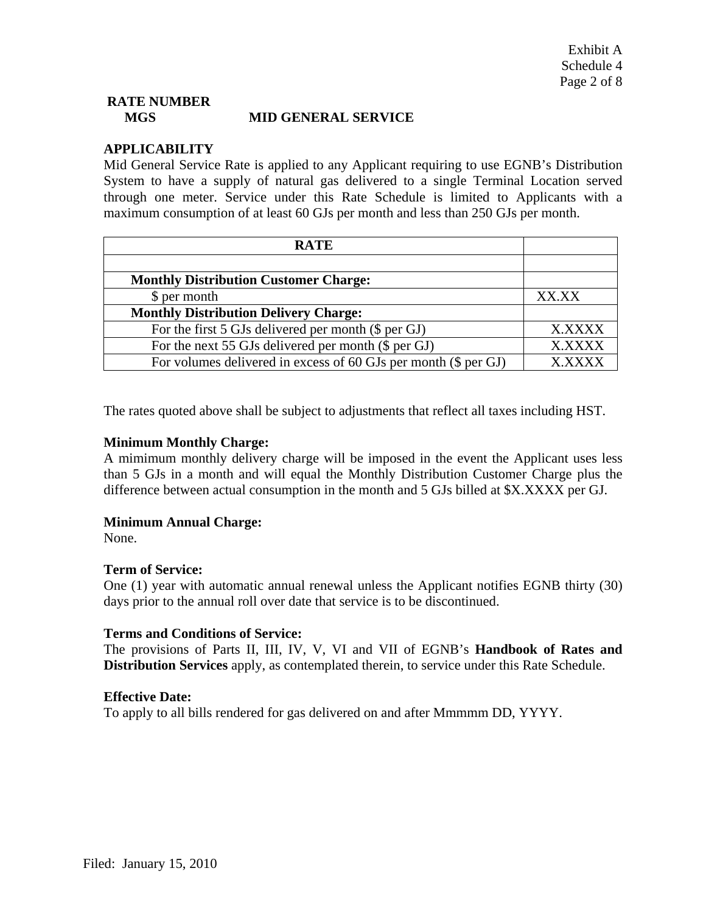Exhibit A
Schedule 4

**RATE NUMBER**
**MGS** **MID GENERAL SERVICE**

**APPLICABILITY**
Mid General Service Rate is applied to any Applicant requiring to use EGNB's Distribution System to have a supply of natural gas delivered to a single Terminal Location served through one meter. Service under this Rate Schedule is limited to Applicants with a maximum consumption of at least 60 GJs per month and less than 250 GJs per month.

| RATE | |
|---|---|
| | |
| **Monthly Distribution Customer Charge:** | |
| $ per month | XX.XX |
| **Monthly Distribution Delivery Charge:** | |
| For the first 5 GJs delivered per month ($ per GJ) | X.XXXX |
| For the next 55 GJs delivered per month ($ per GJ) | X.XXXX |
| For volumes delivered in excess of 60 GJs per month ($ per GJ) | X.XXXX |

The rates quoted above shall be subject to adjustments that reflect all taxes including HST.

**Minimum Monthly Charge:**
A mimimum monthly delivery charge will be imposed in the event the Applicant uses less than 5 GJs in a month and will equal the Monthly Distribution Customer Charge plus the difference between actual consumption in the month and 5 GJs billed at $X.XXXX per GJ.

**Minimum Annual Charge:**
None.

**Term of Service:**
One (1) year with automatic annual renewal unless the Applicant notifies EGNB thirty (30) days prior to the annual roll over date that service is to be discontinued.

**Terms and Conditions of Service:**
The provisions of Parts II, III, IV, V, VI and VII of EGNB's **Handbook of Rates and Distribution Services** apply, as contemplated therein, to service under this Rate Schedule.

**Effective Date:**
To apply to all bills rendered for gas delivered on and after Mmmmm DD, YYYY.

Filed: January 15, 2010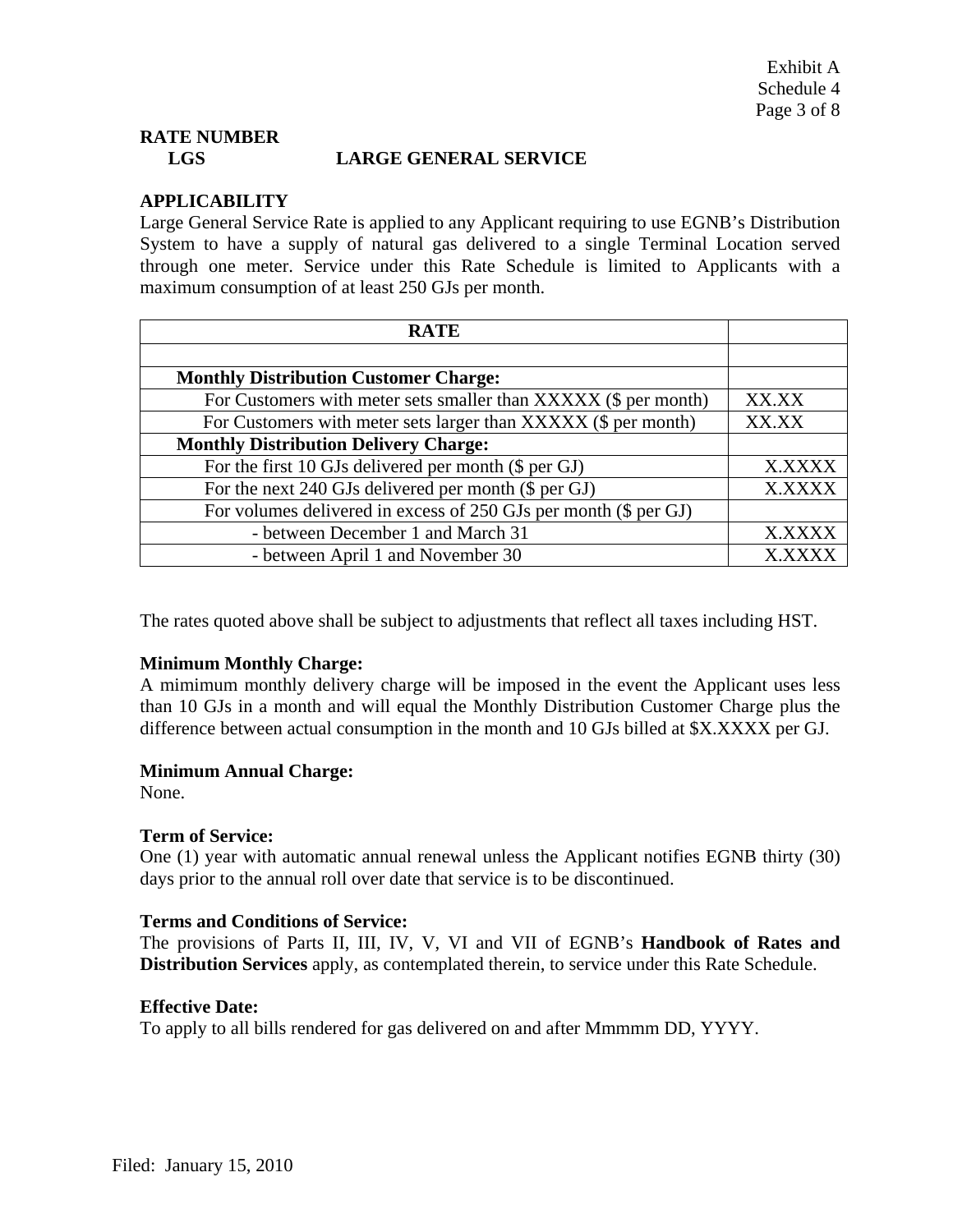Exhibit A
Schedule 4
Page 3 of 8

**RATE NUMBER**
**LGS LARGE GENERAL SERVICE**

**APPLICABILITY**
Large General Service Rate is applied to any Applicant requiring to use EGNB's Distribution System to have a supply of natural gas delivered to a single Terminal Location served through one meter. Service under this Rate Schedule is limited to Applicants with a maximum consumption of at least 250 GJs per month.

| **RATE** | |
|---|---|
| | |
| **Monthly Distribution Customer Charge:** | |
| For Customers with meter sets smaller than XXXXX ($ per month) | XX.XX |
| For Customers with meter sets larger than XXXXX ($ per month) | XX.XX |
| **Monthly Distribution Delivery Charge:** | |
| For the first 10 GJs delivered per month ($ per GJ) | X.XXXX |
| For the next 240 GJs delivered per month ($ per GJ) | X.XXXX |
| For volumes delivered in excess of 250 GJs per month ($ per GJ) | |
| - between December 1 and March 31 | X.XXXX |
| - between April 1 and November 30 | X.XXXX |

The rates quoted above shall be subject to adjustments that reflect all taxes including HST.

**Minimum Monthly Charge:**
A mimimum monthly delivery charge will be imposed in the event the Applicant uses less than 10 GJs in a month and will equal the Monthly Distribution Customer Charge plus the difference between actual consumption in the month and 10 GJs billed at $X.XXXX per GJ.

**Minimum Annual Charge:**
None.

**Term of Service:**
One (1) year with automatic annual renewal unless the Applicant notifies EGNB thirty (30) days prior to the annual roll over date that service is to be discontinued.

**Terms and Conditions of Service:**
The provisions of Parts II, III, IV, V, VI and VII of EGNB's **Handbook of Rates and Distribution Services** apply, as contemplated therein, to service under this Rate Schedule.

**Effective Date:**
To apply to all bills rendered for gas delivered on and after Mmmmm DD, YYYY.

Filed: January 15, 2010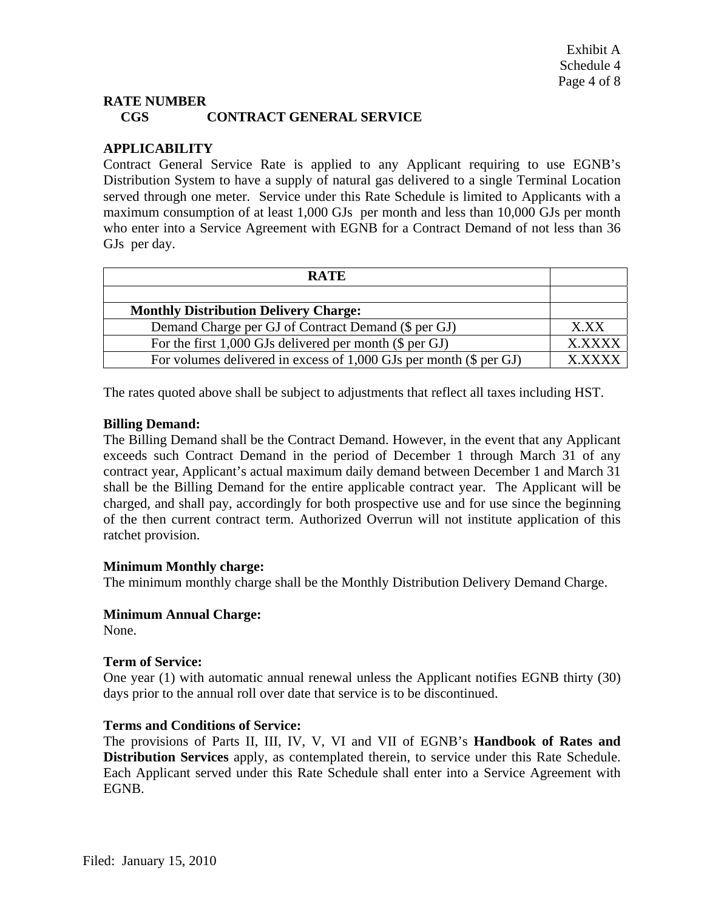Exhibit A
Schedule 4

## RATE NUMBER

**CGS CONTRACT GENERAL SERVICE**

### APPLICABILITY

Contract General Service Rate is applied to any Applicant requiring to use EGNB's Distribution System to have a supply of natural gas delivered to a single Terminal Location served through one meter. Service under this Rate Schedule is limited to Applicants with a maximum consumption of at least 1,000 GJs per month and less than 10,000 GJs per month who enter into a Service Agreement with EGNB for a Contract Demand of not less than 36 GJs per day.

| RATE | |
|---|---|
| | |
| **Monthly Distribution Delivery Charge:** | |
| Demand Charge per GJ of Contract Demand ($ per GJ) | X.XX |
| For the first 1,000 GJs delivered per month ($ per GJ) | X.XXXX |
| For volumes delivered in excess of 1,000 GJs per month ($ per GJ) | X.XXXX |

The rates quoted above shall be subject to adjustments that reflect all taxes including HST.

**Billing Demand:**
The Billing Demand shall be the Contract Demand. However, in the event that any Applicant exceeds such Contract Demand in the period of December 1 through March 31 of any contract year, Applicant's actual maximum daily demand between December 1 and March 31 shall be the Billing Demand for the entire applicable contract year. The Applicant will be charged, and shall pay, accordingly for both prospective use and for use since the beginning of the then current contract term. Authorized Overrun will not institute application of this ratchet provision.

**Minimum Monthly charge:**
The minimum monthly charge shall be the Monthly Distribution Delivery Demand Charge.

**Minimum Annual Charge:**
None.

**Term of Service:**
One year (1) with automatic annual renewal unless the Applicant notifies EGNB thirty (30) days prior to the annual roll over date that service is to be discontinued.

**Terms and Conditions of Service:**
The provisions of Parts II, III, IV, V, VI and VII of EGNB's **Handbook of Rates and Distribution Services** apply, as contemplated therein, to service under this Rate Schedule. Each Applicant served under this Rate Schedule shall enter into a Service Agreement with EGNB.

Filed: January 15, 2010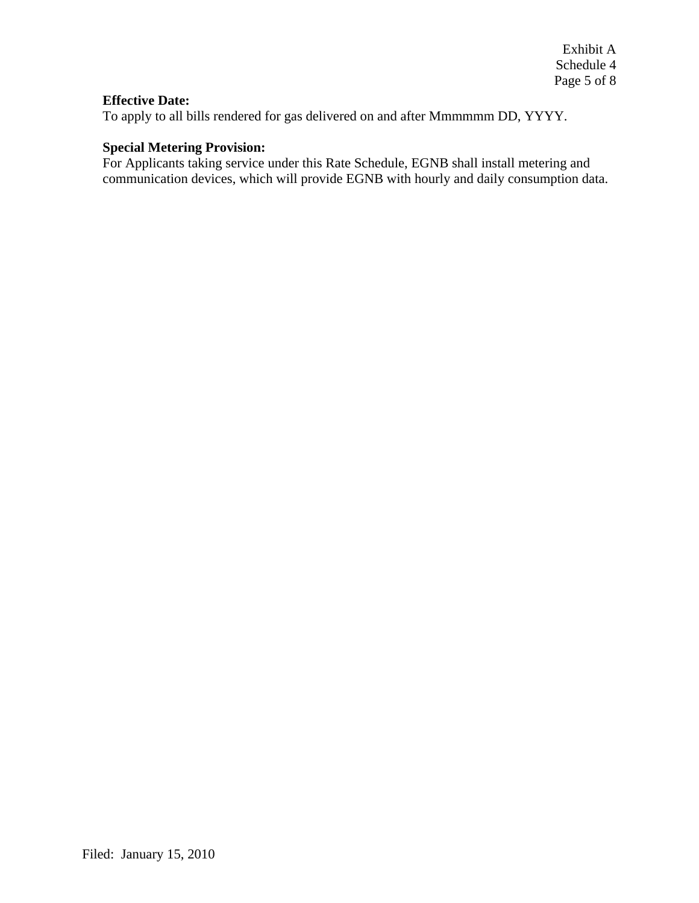**Effective Date:**
To apply to all bills rendered for gas delivered on and after Mmmmmm DD, YYYY.

**Special Metering Provision:**
For Applicants taking service under this Rate Schedule, EGNB shall install metering and communication devices, which will provide EGNB with hourly and daily consumption data.

Filed: January 15, 2010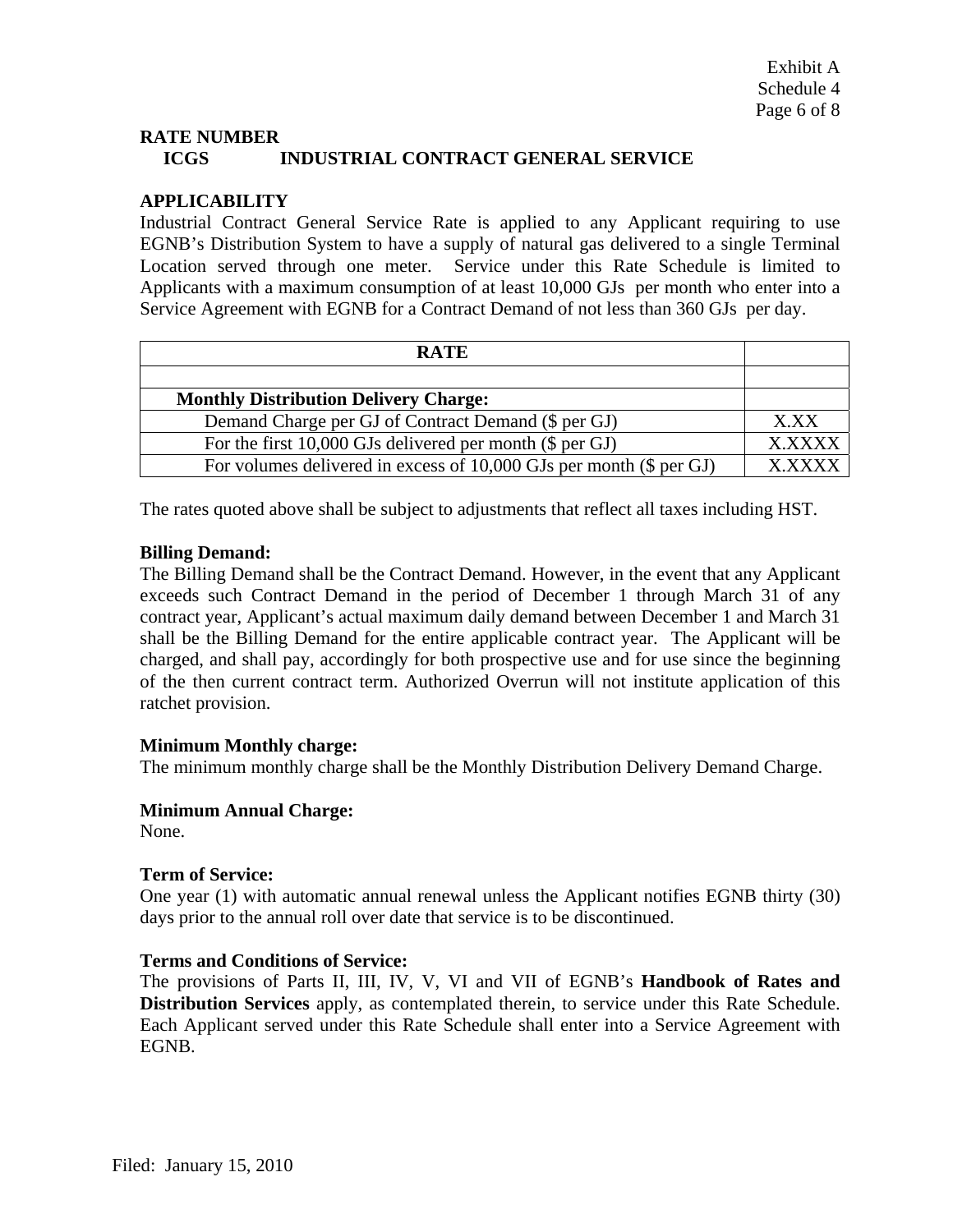Exhibit A
Schedule 4
Page 6 of 8

**RATE NUMBER**
**ICGS INDUSTRIAL CONTRACT GENERAL SERVICE**

**APPLICABILITY**
Industrial Contract General Service Rate is applied to any Applicant requiring to use EGNB's Distribution System to have a supply of natural gas delivered to a single Terminal Location served through one meter. Service under this Rate Schedule is limited to Applicants with a maximum consumption of at least 10,000 GJs per month who enter into a Service Agreement with EGNB for a Contract Demand of not less than 360 GJs per day.

| RATE | |
|---|---|
| | |
| **Monthly Distribution Delivery Charge:** | |
| Demand Charge per GJ of Contract Demand ($ per GJ) | X.XX |
| For the first 10,000 GJs delivered per month ($ per GJ) | X.XXXX |
| For volumes delivered in excess of 10,000 GJs per month ($ per GJ) | X.XXXX |

The rates quoted above shall be subject to adjustments that reflect all taxes including HST.

**Billing Demand:**
The Billing Demand shall be the Contract Demand. However, in the event that any Applicant exceeds such Contract Demand in the period of December 1 through March 31 of any contract year, Applicant's actual maximum daily demand between December 1 and March 31 shall be the Billing Demand for the entire applicable contract year. The Applicant will be charged, and shall pay, accordingly for both prospective use and for use since the beginning of the then current contract term. Authorized Overrun will not institute application of this ratchet provision.

**Minimum Monthly charge:**
The minimum monthly charge shall be the Monthly Distribution Delivery Demand Charge.

**Minimum Annual Charge:**
None.

**Term of Service:**
One year (1) with automatic annual renewal unless the Applicant notifies EGNB thirty (30) days prior to the annual roll over date that service is to be discontinued.

**Terms and Conditions of Service:**
The provisions of Parts II, III, IV, V, VI and VII of EGNB's **Handbook of Rates and Distribution Services** apply, as contemplated therein, to service under this Rate Schedule. Each Applicant served under this Rate Schedule shall enter into a Service Agreement with EGNB.

Filed: January 15, 2010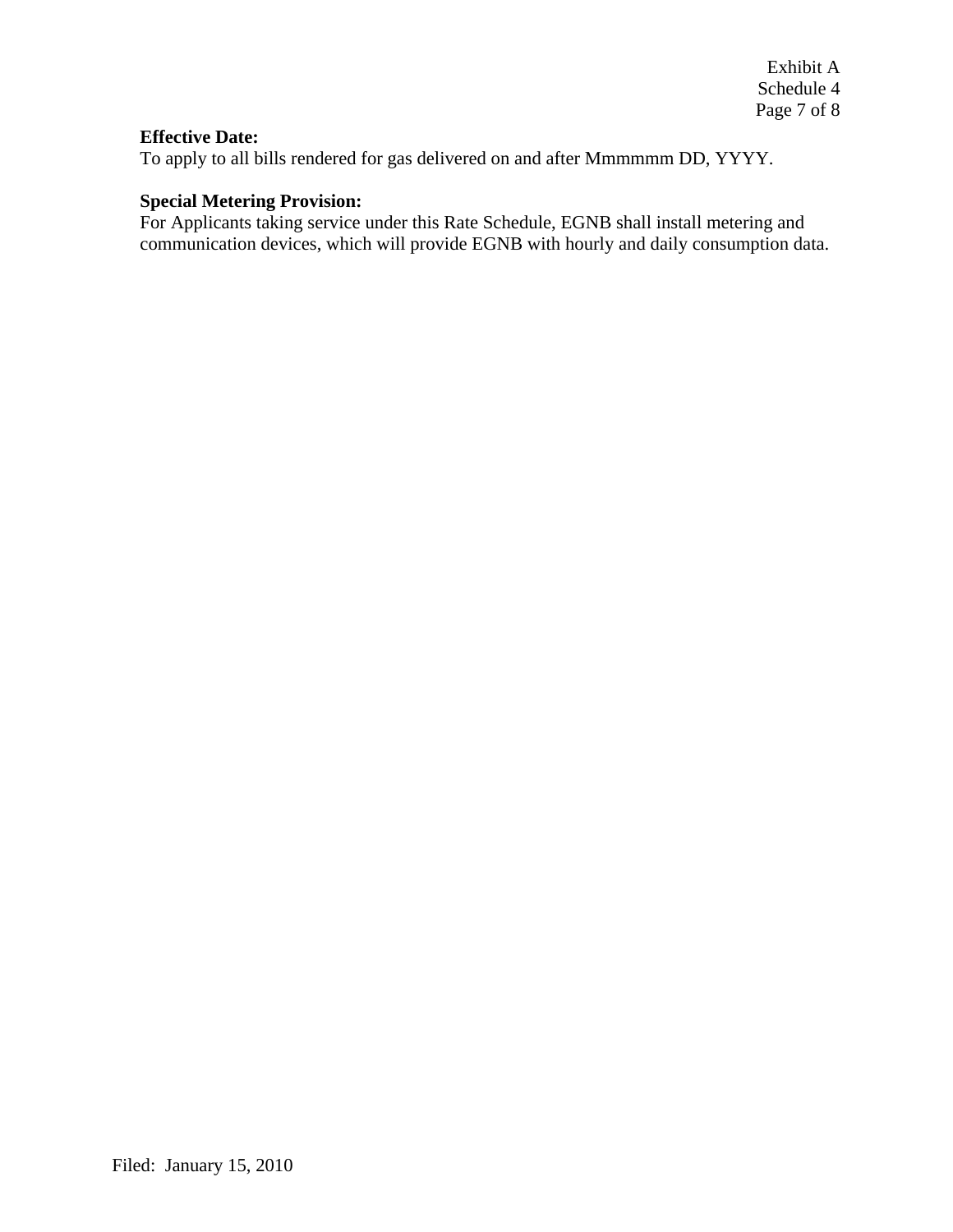**Effective Date:**
To apply to all bills rendered for gas delivered on and after Mmmmmm DD, YYYY.

**Special Metering Provision:**
For Applicants taking service under this Rate Schedule, EGNB shall install metering and communication devices, which will provide EGNB with hourly and daily consumption data.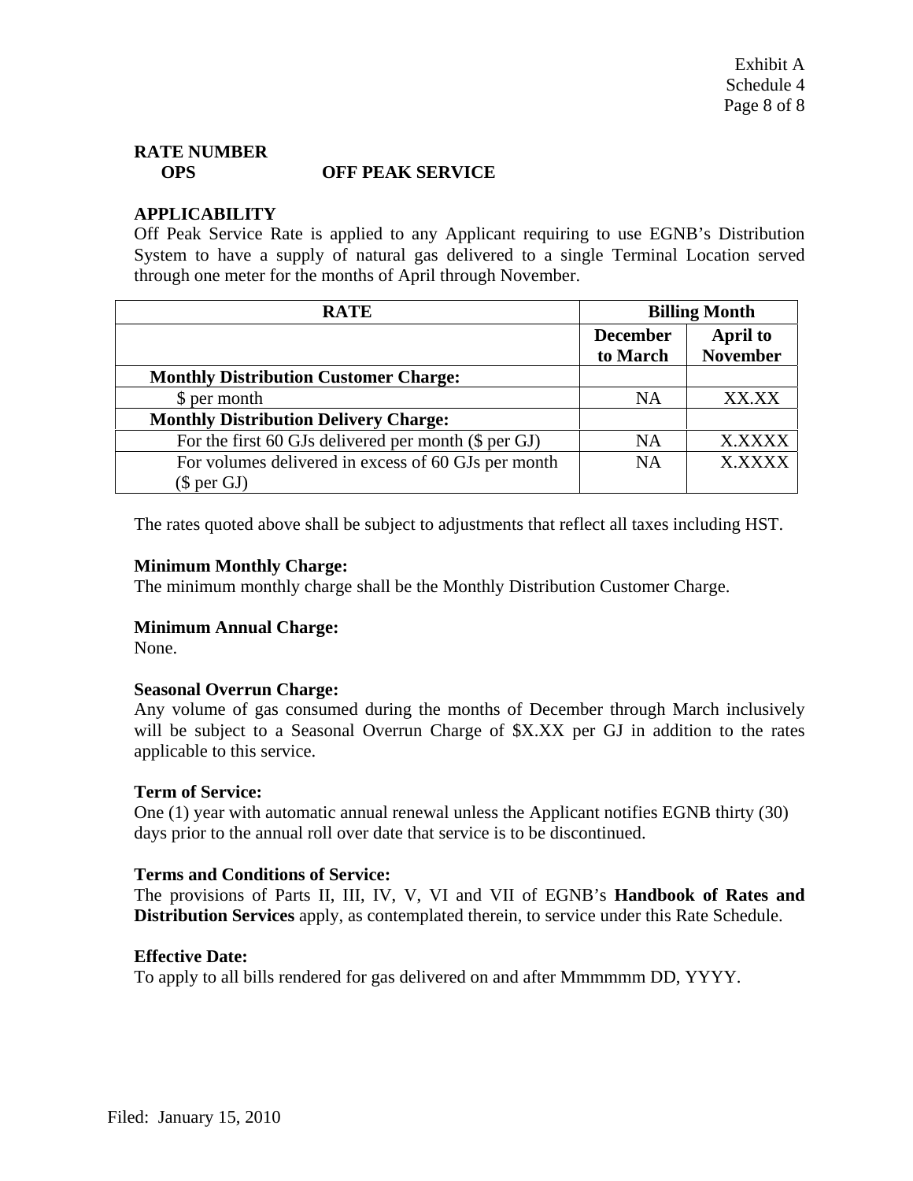Exhibit A
Schedule 4
Page 8 of 8

**RATE NUMBER**
**OPS** **OFF PEAK SERVICE**

**APPLICABILITY**
Off Peak Service Rate is applied to any Applicant requiring to use EGNB's Distribution System to have a supply of natural gas delivered to a single Terminal Location served through one meter for the months of April through November.

| RATE | Billing Month | |
|---|---|---|
| | **December to March** | **April to November** |
| **Monthly Distribution Customer Charge:** | | |
| $ per month | NA | XX.XX |
| **Monthly Distribution Delivery Charge:** | | |
| For the first 60 GJs delivered per month ($ per GJ) | NA | X.XXXX |
| For volumes delivered in excess of 60 GJs per month ($ per GJ) | NA | X.XXXX |

The rates quoted above shall be subject to adjustments that reflect all taxes including HST.

**Minimum Monthly Charge:**
The minimum monthly charge shall be the Monthly Distribution Customer Charge.

**Minimum Annual Charge:**
None.

**Seasonal Overrun Charge:**
Any volume of gas consumed during the months of December through March inclusively will be subject to a Seasonal Overrun Charge of $X.XX per GJ in addition to the rates applicable to this service.

**Term of Service:**
One (1) year with automatic annual renewal unless the Applicant notifies EGNB thirty (30) days prior to the annual roll over date that service is to be discontinued.

**Terms and Conditions of Service:**
The provisions of Parts II, III, IV, V, VI and VII of EGNB's **Handbook of Rates and Distribution Services** apply, as contemplated therein, to service under this Rate Schedule.

**Effective Date:**
To apply to all bills rendered for gas delivered on and after Mmmmmm DD, YYYY.

Filed: January 15, 2010